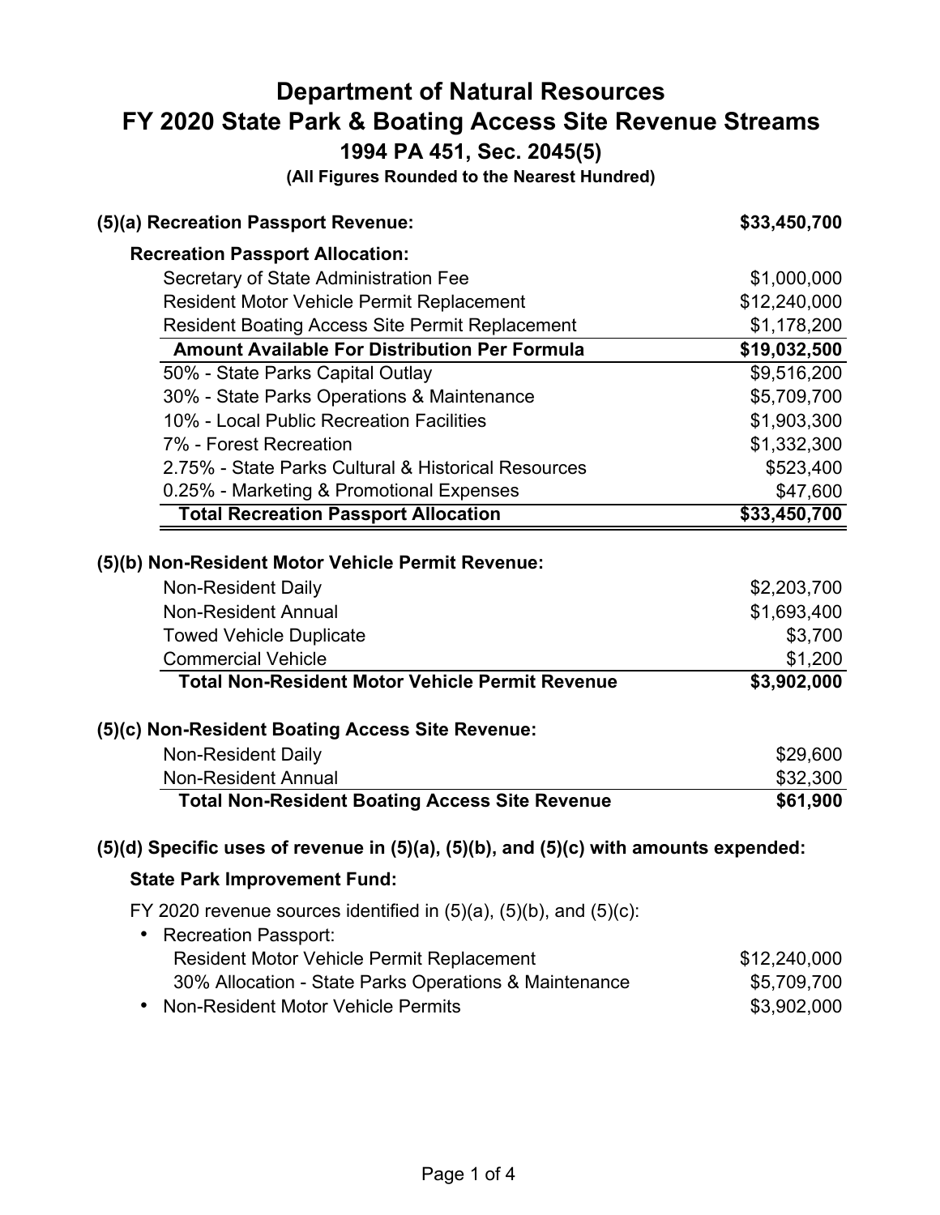# Department of Natural Resources
# FY 2020 State Park & Boating Access Site Revenue Streams
## 1994 PA 451, Sec. 2045(5)
**(All Figures Rounded to the Nearest Hundred)**

| (5)(a) Recreation Passport Revenue: | $33,450,700 |
|---|---|
| **Recreation Passport Allocation:** | |
| Secretary of State Administration Fee | $1,000,000 |
| Resident Motor Vehicle Permit Replacement | $12,240,000 |
| Resident Boating Access Site Permit Replacement | $1,178,200 |
| **Amount Available For Distribution Per Formula** | **$19,032,500** |
| 50% - State Parks Capital Outlay | $9,516,200 |
| 30% - State Parks Operations & Maintenance | $5,709,700 |
| 10% - Local Public Recreation Facilities | $1,903,300 |
| 7% - Forest Recreation | $1,332,300 |
| 2.75% - State Parks Cultural & Historical Resources | $523,400 |
| 0.25% - Marketing & Promotional Expenses | $47,600 |
| **Total Recreation Passport Allocation** | **$33,450,700** |

| (5)(b) Non-Resident Motor Vehicle Permit Revenue: | |
|---|---|
| Non-Resident Daily | $2,203,700 |
| Non-Resident Annual | $1,693,400 |
| Towed Vehicle Duplicate | $3,700 |
| Commercial Vehicle | $1,200 |
| **Total Non-Resident Motor Vehicle Permit Revenue** | **$3,902,000** |

| (5)(c) Non-Resident Boating Access Site Revenue: | |
|---|---|
| Non-Resident Daily | $29,600 |
| Non-Resident Annual | $32,300 |
| **Total Non-Resident Boating Access Site Revenue** | **$61,900** |

**(5)(d) Specific uses of revenue in (5)(a), (5)(b), and (5)(c) with amounts expended:**

**State Park Improvement Fund:**

FY 2020 revenue sources identified in (5)(a), (5)(b), and (5)(c):

| | |
|---|---|
| • Recreation Passport: | |
| Resident Motor Vehicle Permit Replacement | $12,240,000 |
| 30% Allocation - State Parks Operations & Maintenance | $5,709,700 |
| • Non-Resident Motor Vehicle Permits | $3,902,000 |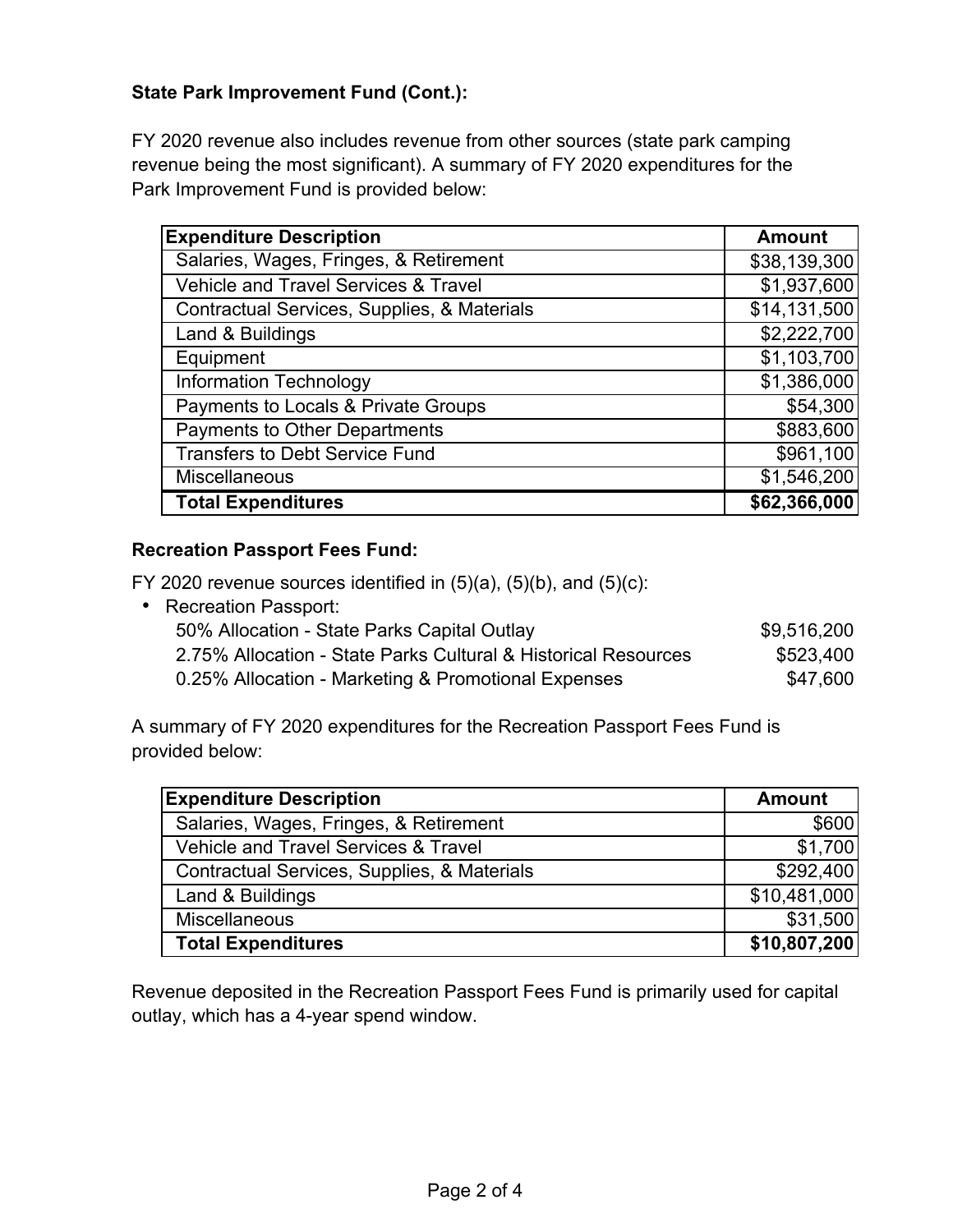**State Park Improvement Fund (Cont.):**

FY 2020 revenue also includes revenue from other sources (state park camping revenue being the most significant). A summary of FY 2020 expenditures for the Park Improvement Fund is provided below:

| Expenditure Description | Amount |
| --- | ---: |
| Salaries, Wages, Fringes, & Retirement | $38,139,300 |
| Vehicle and Travel Services & Travel | $1,937,600 |
| Contractual Services, Supplies, & Materials | $14,131,500 |
| Land & Buildings | $2,222,700 |
| Equipment | $1,103,700 |
| Information Technology | $1,386,000 |
| Payments to Locals & Private Groups | $54,300 |
| Payments to Other Departments | $883,600 |
| Transfers to Debt Service Fund | $961,100 |
| Miscellaneous | $1,546,200 |
| **Total Expenditures** | **$62,366,000** |

**Recreation Passport Fees Fund:**

FY 2020 revenue sources identified in (5)(a), (5)(b), and (5)(c):

- Recreation Passport:

| | |
| --- | ---: |
| 50% Allocation - State Parks Capital Outlay | $9,516,200 |
| 2.75% Allocation - State Parks Cultural & Historical Resources | $523,400 |
| 0.25% Allocation - Marketing & Promotional Expenses | $47,600 |

A summary of FY 2020 expenditures for the Recreation Passport Fees Fund is provided below:

| Expenditure Description | Amount |
| --- | ---: |
| Salaries, Wages, Fringes, & Retirement | $600 |
| Vehicle and Travel Services & Travel | $1,700 |
| Contractual Services, Supplies, & Materials | $292,400 |
| Land & Buildings | $10,481,000 |
| Miscellaneous | $31,500 |
| **Total Expenditures** | **$10,807,200** |

Revenue deposited in the Recreation Passport Fees Fund is primarily used for capital outlay, which has a 4-year spend window.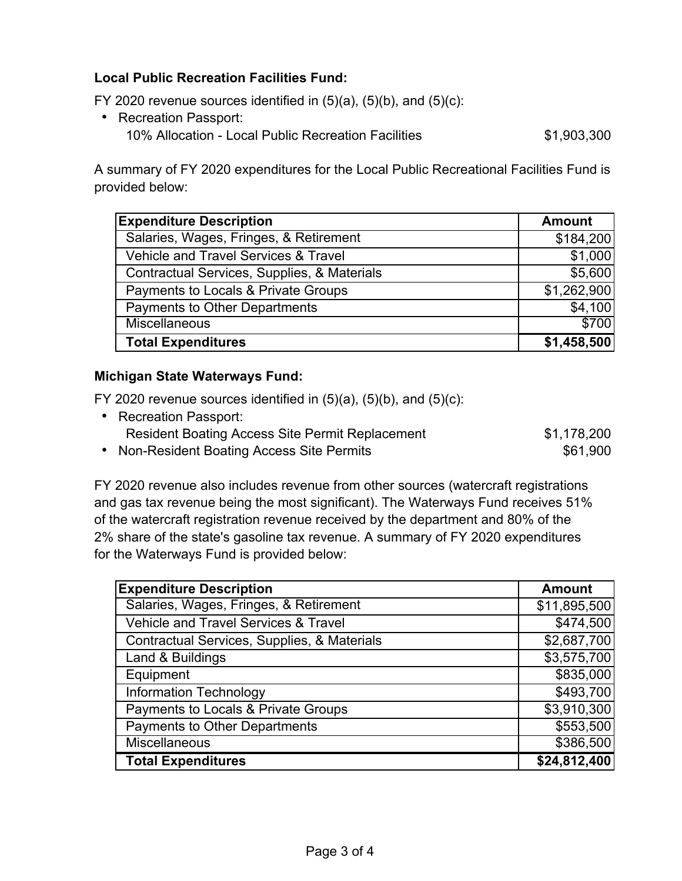**Local Public Recreation Facilities Fund:**

FY 2020 revenue sources identified in (5)(a), (5)(b), and (5)(c):

- Recreation Passport:
  10% Allocation - Local Public Recreation Facilities $1,903,300

A summary of FY 2020 expenditures for the Local Public Recreational Facilities Fund is provided below:

| Expenditure Description | Amount |
|---|---|
| Salaries, Wages, Fringes, & Retirement | $184,200 |
| Vehicle and Travel Services & Travel | $1,000 |
| Contractual Services, Supplies, & Materials | $5,600 |
| Payments to Locals & Private Groups | $1,262,900 |
| Payments to Other Departments | $4,100 |
| Miscellaneous | $700 |
| **Total Expenditures** | **$1,458,500** |

**Michigan State Waterways Fund:**

FY 2020 revenue sources identified in (5)(a), (5)(b), and (5)(c):

- Recreation Passport:
  Resident Boating Access Site Permit Replacement $1,178,200
- Non-Resident Boating Access Site Permits $61,900

FY 2020 revenue also includes revenue from other sources (watercraft registrations and gas tax revenue being the most significant). The Waterways Fund receives 51% of the watercraft registration revenue received by the department and 80% of the 2% share of the state's gasoline tax revenue. A summary of FY 2020 expenditures for the Waterways Fund is provided below:

| Expenditure Description | Amount |
|---|---|
| Salaries, Wages, Fringes, & Retirement | $11,895,500 |
| Vehicle and Travel Services & Travel | $474,500 |
| Contractual Services, Supplies, & Materials | $2,687,700 |
| Land & Buildings | $3,575,700 |
| Equipment | $835,000 |
| Information Technology | $493,700 |
| Payments to Locals & Private Groups | $3,910,300 |
| Payments to Other Departments | $553,500 |
| Miscellaneous | $386,500 |
| **Total Expenditures** | **$24,812,400** |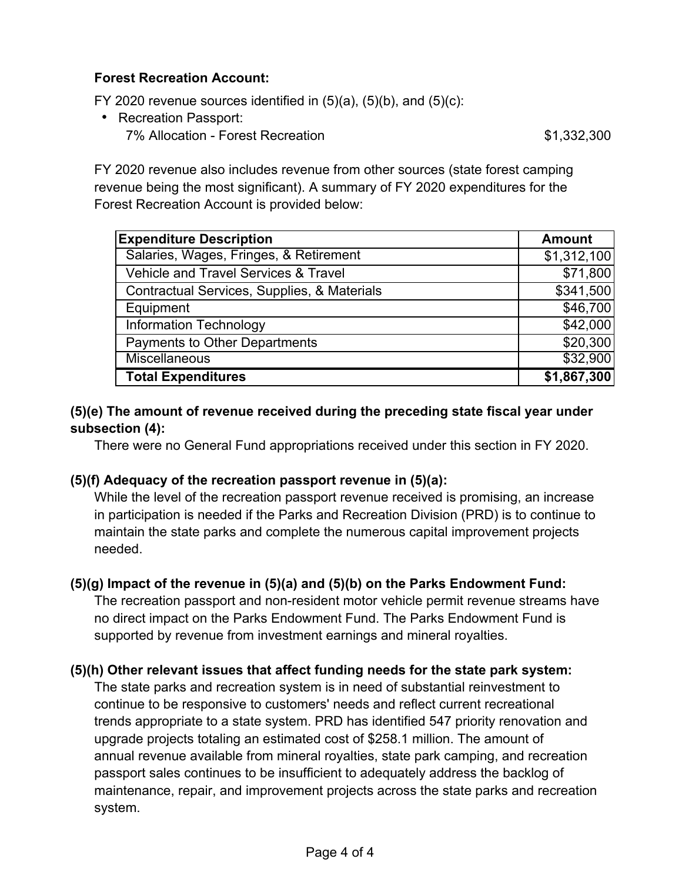**Forest Recreation Account:**

FY 2020 revenue sources identified in (5)(a), (5)(b), and (5)(c):

- Recreation Passport:
  7% Allocation - Forest Recreation $1,332,300

FY 2020 revenue also includes revenue from other sources (state forest camping revenue being the most significant). A summary of FY 2020 expenditures for the Forest Recreation Account is provided below:

| Expenditure Description | Amount |
|---|---|
| Salaries, Wages, Fringes, & Retirement | $1,312,100 |
| Vehicle and Travel Services & Travel | $71,800 |
| Contractual Services, Supplies, & Materials | $341,500 |
| Equipment | $46,700 |
| Information Technology | $42,000 |
| Payments to Other Departments | $20,300 |
| Miscellaneous | $32,900 |
| **Total Expenditures** | **$1,867,300** |

**(5)(e) The amount of revenue received during the preceding state fiscal year under subsection (4):**

There were no General Fund appropriations received under this section in FY 2020.

**(5)(f) Adequacy of the recreation passport revenue in (5)(a):**

While the level of the recreation passport revenue received is promising, an increase in participation is needed if the Parks and Recreation Division (PRD) is to continue to maintain the state parks and complete the numerous capital improvement projects needed.

**(5)(g) Impact of the revenue in (5)(a) and (5)(b) on the Parks Endowment Fund:**

The recreation passport and non-resident motor vehicle permit revenue streams have no direct impact on the Parks Endowment Fund. The Parks Endowment Fund is supported by revenue from investment earnings and mineral royalties.

**(5)(h) Other relevant issues that affect funding needs for the state park system:**

The state parks and recreation system is in need of substantial reinvestment to continue to be responsive to customers' needs and reflect current recreational trends appropriate to a state system. PRD has identified 547 priority renovation and upgrade projects totaling an estimated cost of $258.1 million. The amount of annual revenue available from mineral royalties, state park camping, and recreation passport sales continues to be insufficient to adequately address the backlog of maintenance, repair, and improvement projects across the state parks and recreation system.